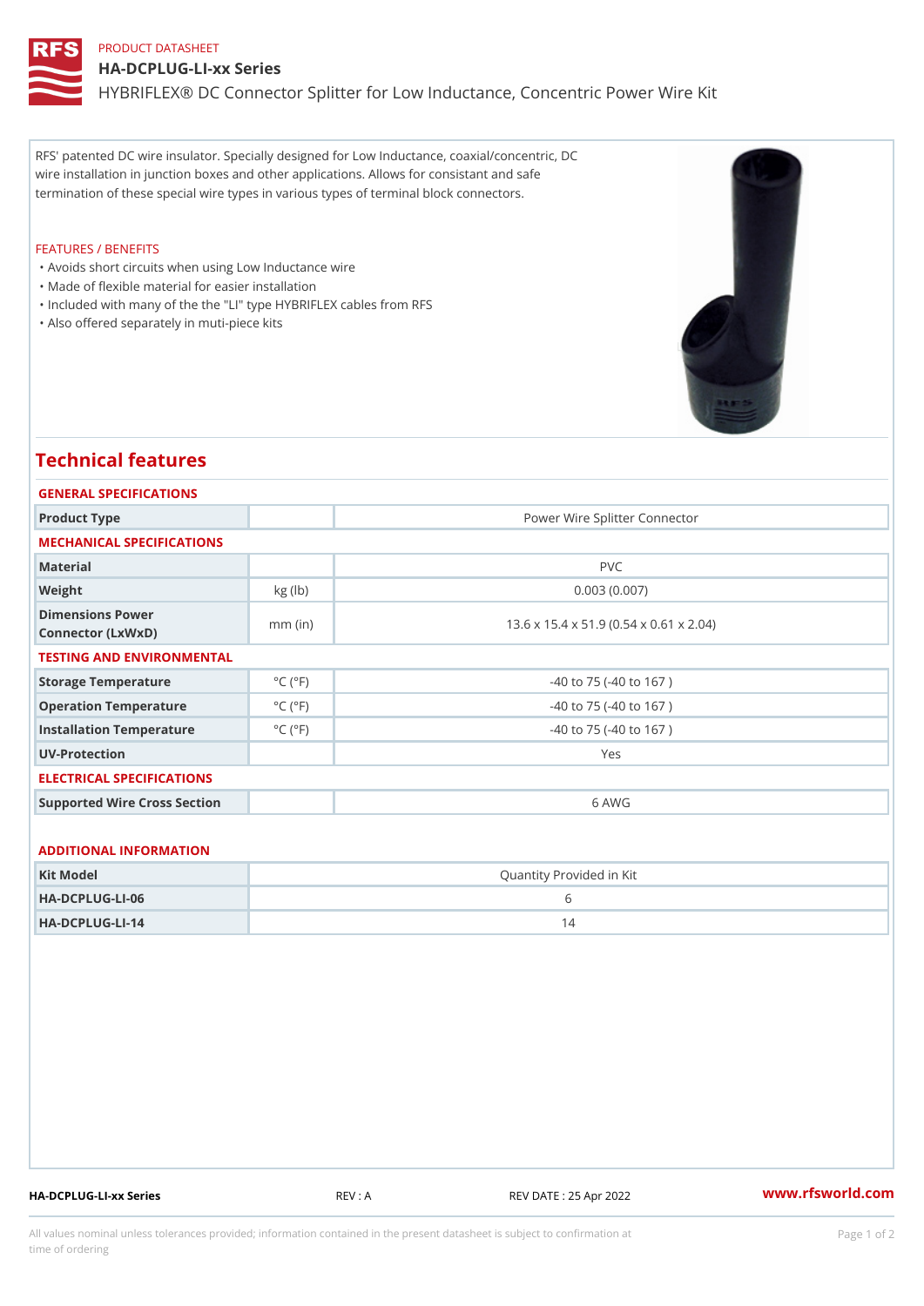PRODUCT DATASHEET

# HA-DCPLUG-LI-xx Series

HYBRIFLEX® DC Connector Splitter for Low Inductance, Concentric Power Wire Kit

RFS' patented DC wire insulator. Specially designed for Low Inductance, coaxial/concentric, DC wire installation in junction boxes and other applications. Allows for consistant and safe termination of these special wire types in various types of terminal block connectors.

FEATURES / BENEFITS

- Avoids short circuits when using Low Inductance wire
- Made of flexible material for easier installation
- Included with many of the the "LI" type HYBRIFLEX cables from RFS
- Also offered separately in muti-piece kits

## Technical features

### GENERAL SPECIFICATIONS

| | | |
|---|---|---|
| Product Type | | Power Wire Splitter Connector |

### MECHANICAL SPECIFICATIONS

| | | |
|---|---|---|
| Material | | PVC |
| Weight | kg (lb) | 0.003 (0.007) |
| Dimensions Power Connector (LxWxD) | mm (in) | 13.6 x 15.4 x 51.9 (0.54 x 0.61 x 2.04) |

### TESTING AND ENVIRONMENTAL

| | | |
|---|---|---|
| Storage Temperature | °C (°F) | -40 to 75 (-40 to 167 ) |
| Operation Temperature | °C (°F) | -40 to 75 (-40 to 167 ) |
| Installation Temperature | °C (°F) | -40 to 75 (-40 to 167 ) |
| UV-Protection | | Yes |

### ELECTRICAL SPECIFICATIONS

| | | |
|---|---|---|
| Supported Wire Cross Section | | 6 AWG |

### ADDITIONAL INFORMATION

| Kit Model | Quantity Provided in Kit |
|---|---|
| HA-DCPLUG-LI-06 | 6 |
| HA-DCPLUG-LI-14 | 14 |

HA-DCPLUG-LI-xx Series REV : A REV DATE : 25 Apr 2022 www.rfsworld.com

All values nominal unless tolerances provided; information contained in the present datasheet is subject to confirmation at time of ordering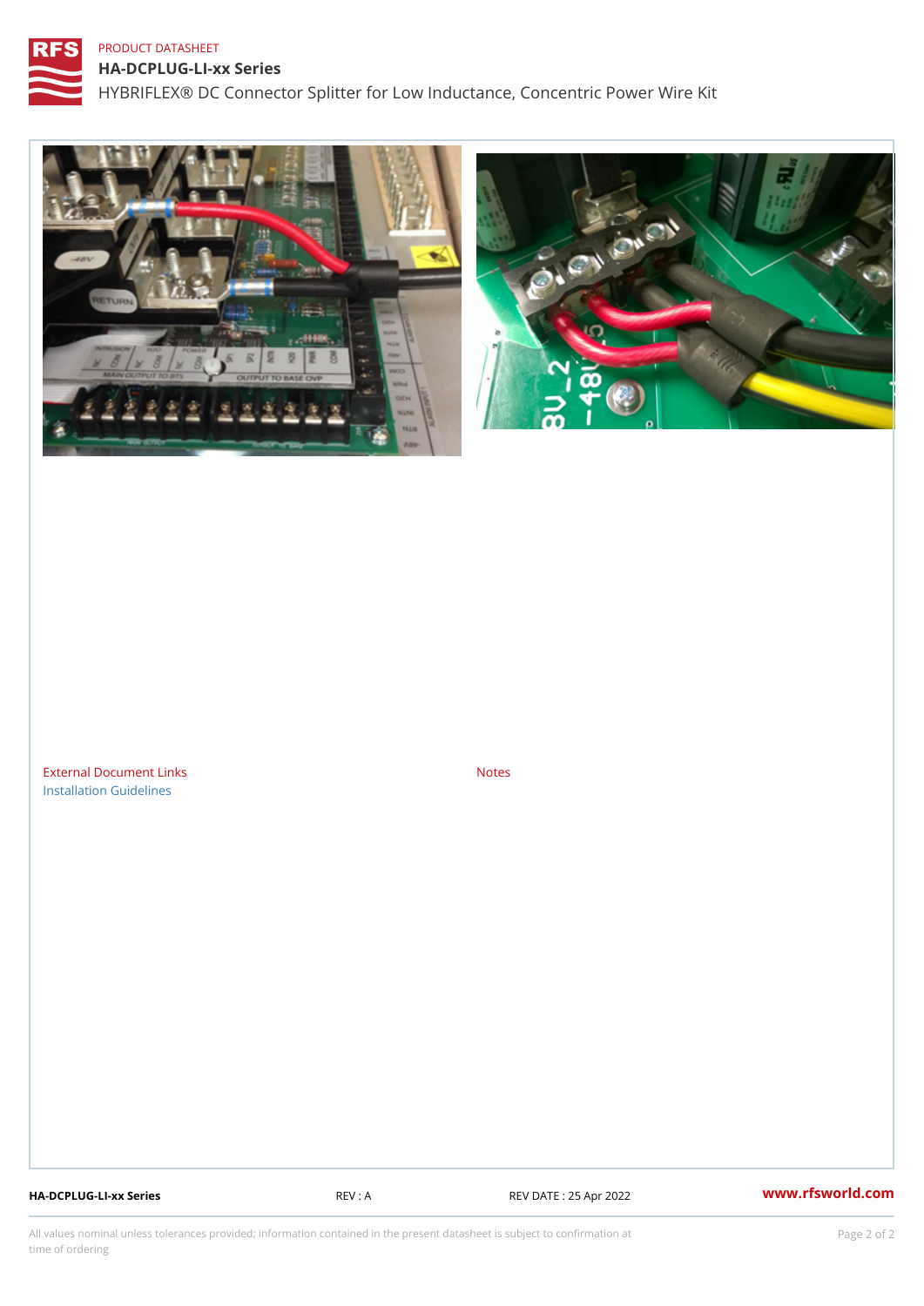External Document Links

Installation Guidelines

Notes